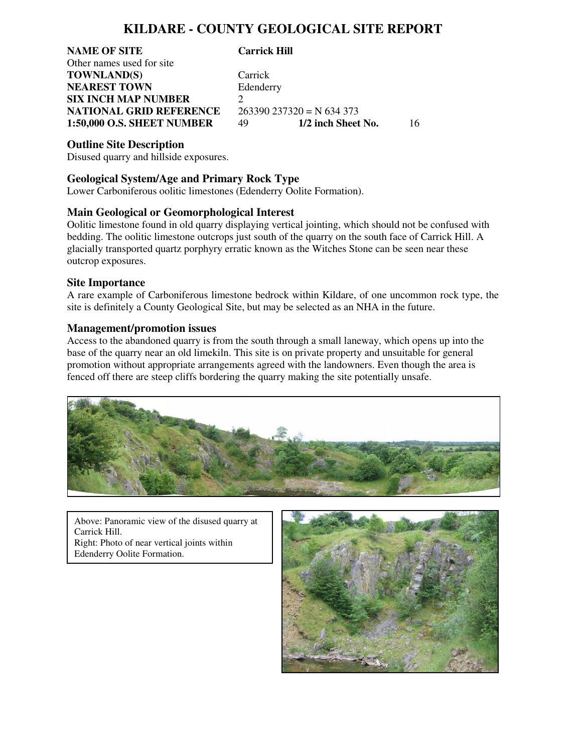# KILDARE - COUNTY GEOLOGICAL SITE REPORT

| | | | |
|---|---|---|---|
| **NAME OF SITE** | **Carrick Hill** | | |
| Other names used for site | | | |
| **TOWNLAND(S)** | Carrick | | |
| **NEAREST TOWN** | Edenderry | | |
| **SIX INCH MAP NUMBER** | 2 | | |
| **NATIONAL GRID REFERENCE** | 263390 237320 = N 634 373 | | |
| **1:50,000 O.S. SHEET NUMBER** | 49 | **1/2 inch Sheet No.** | 16 |

## Outline Site Description

Disused quarry and hillside exposures.

## Geological System/Age and Primary Rock Type

Lower Carboniferous oolitic limestones (Edenderry Oolite Formation).

## Main Geological or Geomorphological Interest

Oolitic limestone found in old quarry displaying vertical jointing, which should not be confused with bedding. The oolitic limestone outcrops just south of the quarry on the south face of Carrick Hill. A glacially transported quartz porphyry erratic known as the Witches Stone can be seen near these outcrop exposures.

## Site Importance

A rare example of Carboniferous limestone bedrock within Kildare, of one uncommon rock type, the site is definitely a County Geological Site, but may be selected as an NHA in the future.

## Management/promotion issues

Access to the abandoned quarry is from the south through a small laneway, which opens up into the base of the quarry near an old limekiln. This site is on private property and unsuitable for general promotion without appropriate arrangements agreed with the landowners. Even though the area is fenced off there are steep cliffs bordering the quarry making the site potentially unsafe.

Above: Panoramic view of the disused quarry at Carrick Hill.
Right: Photo of near vertical joints within Edenderry Oolite Formation.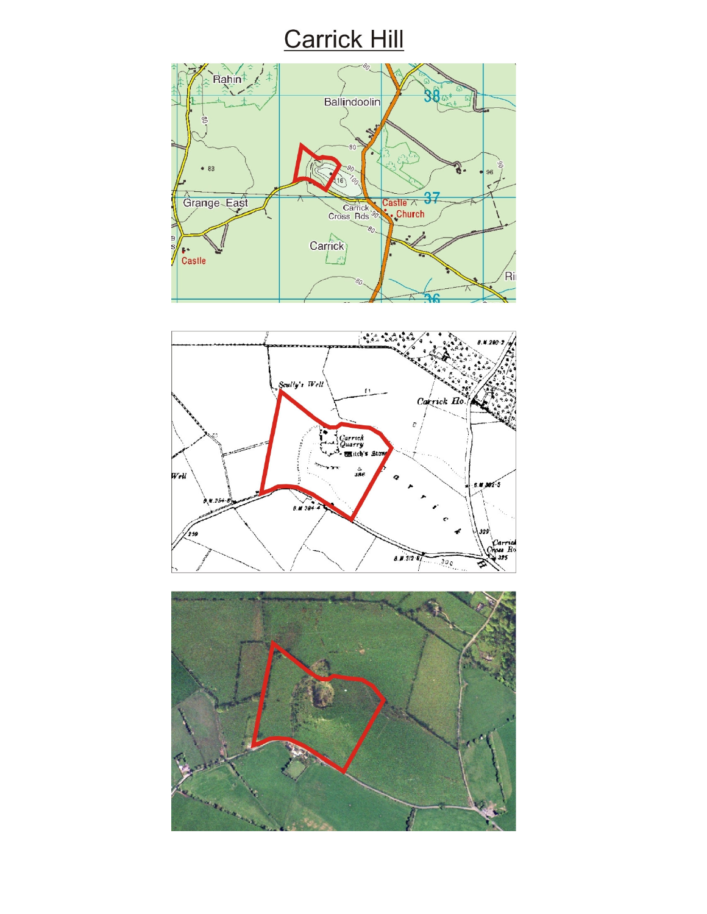# Carrick Hill